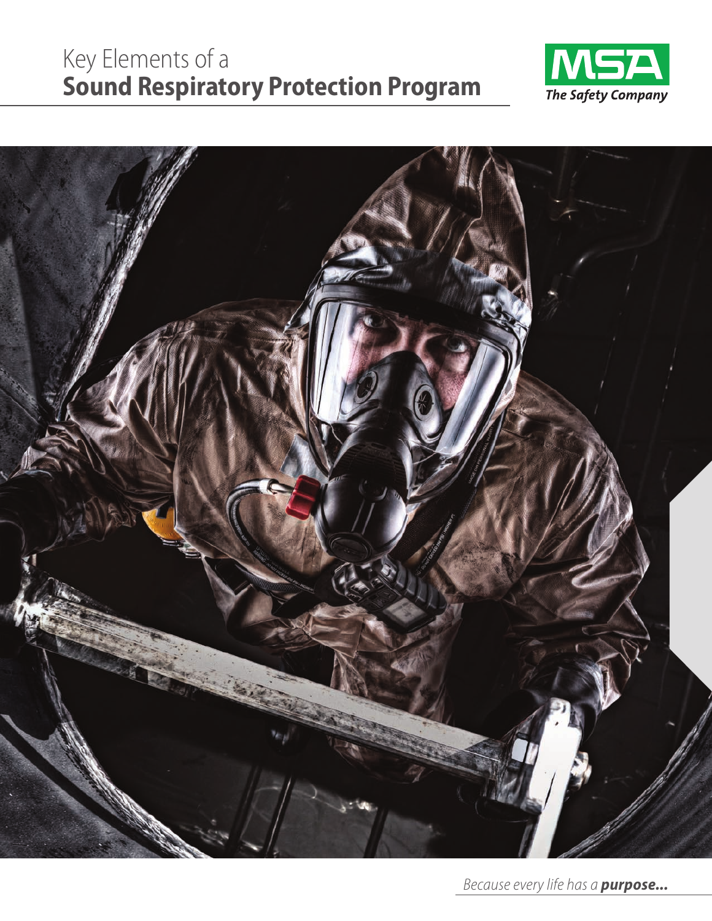# Key Elements of a **Sound Respiratory Protection Program**

MSA
*The Safety Company*

*Because every life has a **purpose...***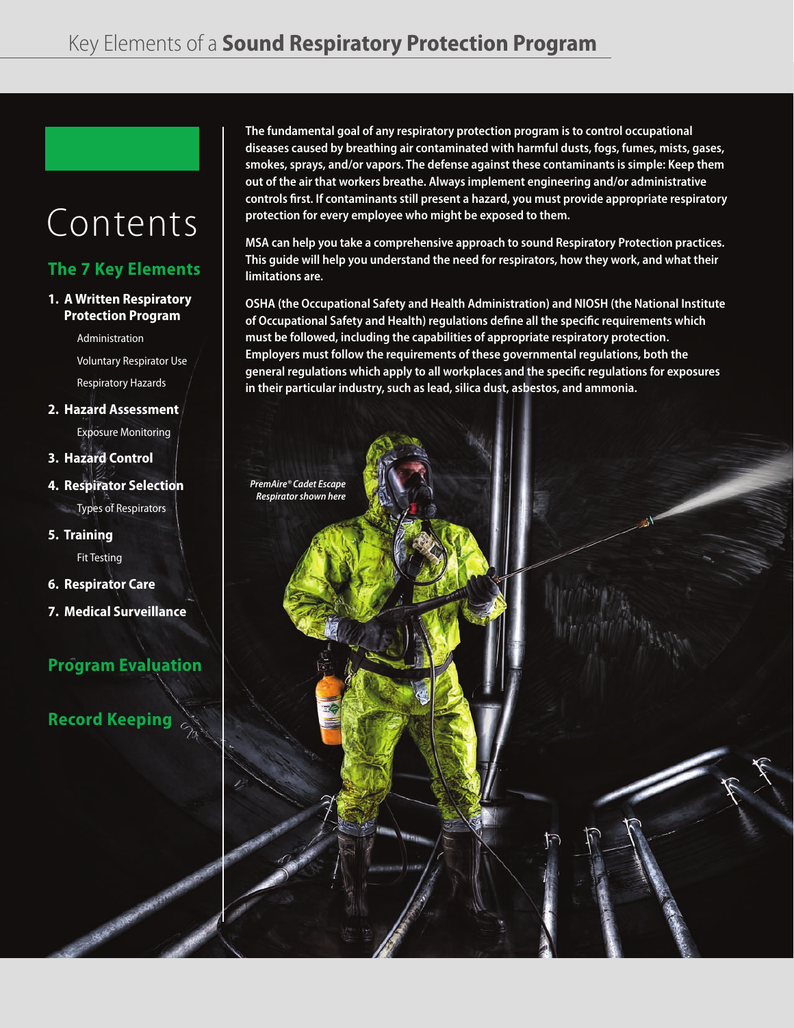# Key Elements of a **Sound Respiratory Protection Program**

## Contents

### The 7 Key Elements

1. **A Written Respiratory Protection Program**
   - Administration
   - Voluntary Respirator Use
   - Respiratory Hazards
2. **Hazard Assessment**
   - Exposure Monitoring
3. **Hazard Control**
4. **Respirator Selection**
   - Types of Respirators
5. **Training**
   - Fit Testing
6. **Respirator Care**
7. **Medical Surveillance**

### Program Evaluation

### Record Keeping

**The fundamental goal of any respiratory protection program is to control occupational diseases caused by breathing air contaminated with harmful dusts, fogs, fumes, mists, gases, smokes, sprays, and/or vapors. The defense against these contaminants is simple: Keep them out of the air that workers breathe. Always implement engineering and/or administrative controls first. If contaminants still present a hazard, you must provide appropriate respiratory protection for every employee who might be exposed to them.**

**MSA can help you take a comprehensive approach to sound Respiratory Protection practices. This guide will help you understand the need for respirators, how they work, and what their limitations are.**

**OSHA (the Occupational Safety and Health Administration) and NIOSH (the National Institute of Occupational Safety and Health) regulations define all the specific requirements which must be followed, including the capabilities of appropriate respiratory protection. Employers must follow the requirements of these governmental regulations, both the general regulations which apply to all workplaces and the specific regulations for exposures in their particular industry, such as lead, silica dust, asbestos, and ammonia.**

***PremAire® Cadet Escape Respirator shown here***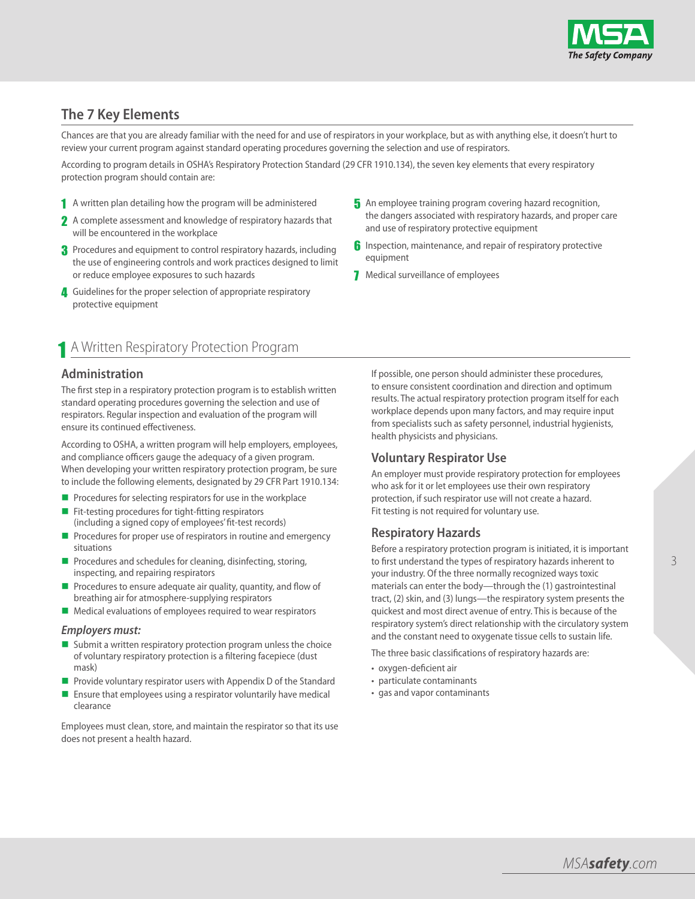## The 7 Key Elements

Chances are that you are already familiar with the need for and use of respirators in your workplace, but as with anything else, it doesn't hurt to review your current program against standard operating procedures governing the selection and use of respirators.

According to program details in OSHA's Respiratory Protection Standard (29 CFR 1910.134), the seven key elements that every respiratory protection program should contain are:

1. A written plan detailing how the program will be administered
2. A complete assessment and knowledge of respiratory hazards that will be encountered in the workplace
3. Procedures and equipment to control respiratory hazards, including the use of engineering controls and work practices designed to limit or reduce employee exposures to such hazards
4. Guidelines for the proper selection of appropriate respiratory protective equipment
5. An employee training program covering hazard recognition, the dangers associated with respiratory hazards, and proper care and use of respiratory protective equipment
6. Inspection, maintenance, and repair of respiratory protective equipment
7. Medical surveillance of employees

## 1 A Written Respiratory Protection Program

### Administration

The first step in a respiratory protection program is to establish written standard operating procedures governing the selection and use of respirators. Regular inspection and evaluation of the program will ensure its continued effectiveness.

According to OSHA, a written program will help employers, employees, and compliance officers gauge the adequacy of a given program. When developing your written respiratory protection program, be sure to include the following elements, designated by 29 CFR Part 1910.134:

- Procedures for selecting respirators for use in the workplace
- Fit-testing procedures for tight-fitting respirators (including a signed copy of employees' fit-test records)
- Procedures for proper use of respirators in routine and emergency situations
- Procedures and schedules for cleaning, disinfecting, storing, inspecting, and repairing respirators
- Procedures to ensure adequate air quality, quantity, and flow of breathing air for atmosphere-supplying respirators
- Medical evaluations of employees required to wear respirators

#### *Employers must:*

- Submit a written respiratory protection program unless the choice of voluntary respiratory protection is a filtering facepiece (dust mask)
- Provide voluntary respirator users with Appendix D of the Standard
- Ensure that employees using a respirator voluntarily have medical clearance

Employees must clean, store, and maintain the respirator so that its use does not present a health hazard.

If possible, one person should administer these procedures, to ensure consistent coordination and direction and optimum results. The actual respiratory protection program itself for each workplace depends upon many factors, and may require input from specialists such as safety personnel, industrial hygienists, health physicists and physicians.

### Voluntary Respirator Use

An employer must provide respiratory protection for employees who ask for it or let employees use their own respiratory protection, if such respirator use will not create a hazard. Fit testing is not required for voluntary use.

### Respiratory Hazards

Before a respiratory protection program is initiated, it is important to first understand the types of respiratory hazards inherent to your industry. Of the three normally recognized ways toxic materials can enter the body—through the (1) gastrointestinal tract, (2) skin, and (3) lungs—the respiratory system presents the quickest and most direct avenue of entry. This is because of the respiratory system's direct relationship with the circulatory system and the constant need to oxygenate tissue cells to sustain life.

The three basic classifications of respiratory hazards are:

- oxygen-deficient air
- particulate contaminants
- gas and vapor contaminants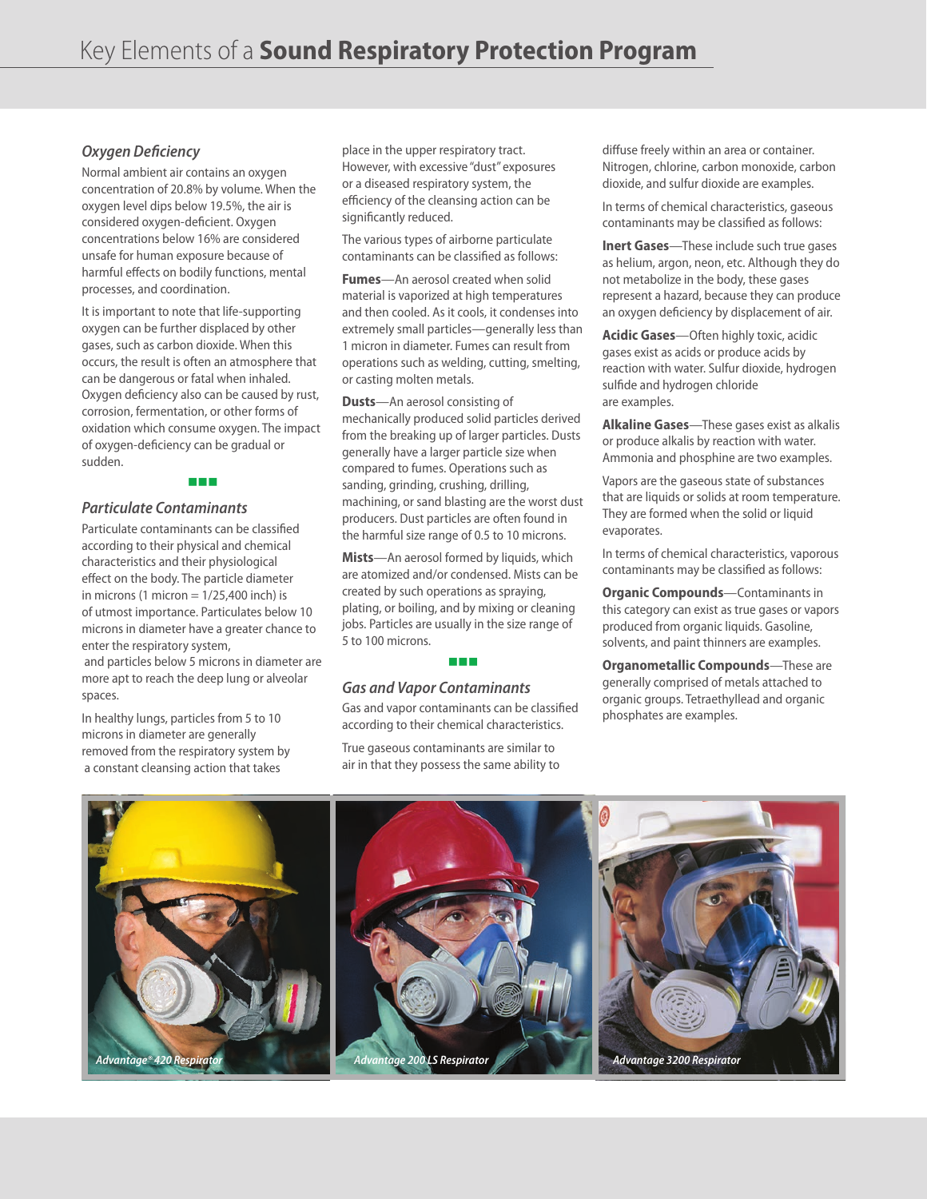# Key Elements of a **Sound Respiratory Protection Program**

### *Oxygen Deficiency*

Normal ambient air contains an oxygen concentration of 20.8% by volume. When the oxygen level dips below 19.5%, the air is considered oxygen-deficient. Oxygen concentrations below 16% are considered unsafe for human exposure because of harmful effects on bodily functions, mental processes, and coordination.

It is important to note that life-supporting oxygen can be further displaced by other gases, such as carbon dioxide. When this occurs, the result is often an atmosphere that can be dangerous or fatal when inhaled. Oxygen deficiency also can be caused by rust, corrosion, fermentation, or other forms of oxidation which consume oxygen. The impact of oxygen-deficiency can be gradual or sudden.

### *Particulate Contaminants*

Particulate contaminants can be classified according to their physical and chemical characteristics and their physiological effect on the body. The particle diameter in microns (1 micron = 1/25,400 inch) is of utmost importance. Particulates below 10 microns in diameter have a greater chance to enter the respiratory system, and particles below 5 microns in diameter are more apt to reach the deep lung or alveolar spaces.

In healthy lungs, particles from 5 to 10 microns in diameter are generally removed from the respiratory system by a constant cleansing action that takes place in the upper respiratory tract. However, with excessive "dust" exposures or a diseased respiratory system, the efficiency of the cleansing action can be significantly reduced.

The various types of airborne particulate contaminants can be classified as follows:

**Fumes**—An aerosol created when solid material is vaporized at high temperatures and then cooled. As it cools, it condenses into extremely small particles—generally less than 1 micron in diameter. Fumes can result from operations such as welding, cutting, smelting, or casting molten metals.

**Dusts**—An aerosol consisting of mechanically produced solid particles derived from the breaking up of larger particles. Dusts generally have a larger particle size when compared to fumes. Operations such as sanding, grinding, crushing, drilling, machining, or sand blasting are the worst dust producers. Dust particles are often found in the harmful size range of 0.5 to 10 microns.

**Mists**—An aerosol formed by liquids, which are atomized and/or condensed. Mists can be created by such operations as spraying, plating, or boiling, and by mixing or cleaning jobs. Particles are usually in the size range of 5 to 100 microns.

### *Gas and Vapor Contaminants*

Gas and vapor contaminants can be classified according to their chemical characteristics.

True gaseous contaminants are similar to air in that they possess the same ability to diffuse freely within an area or container. Nitrogen, chlorine, carbon monoxide, carbon dioxide, and sulfur dioxide are examples.

In terms of chemical characteristics, gaseous contaminants may be classified as follows:

**Inert Gases**—These include such true gases as helium, argon, neon, etc. Although they do not metabolize in the body, these gases represent a hazard, because they can produce an oxygen deficiency by displacement of air.

**Acidic Gases**—Often highly toxic, acidic gases exist as acids or produce acids by reaction with water. Sulfur dioxide, hydrogen sulfide and hydrogen chloride are examples.

**Alkaline Gases**—These gases exist as alkalis or produce alkalis by reaction with water. Ammonia and phosphine are two examples.

Vapors are the gaseous state of substances that are liquids or solids at room temperature. They are formed when the solid or liquid evaporates.

In terms of chemical characteristics, vaporous contaminants may be classified as follows:

**Organic Compounds**—Contaminants in this category can exist as true gases or vapors produced from organic liquids. Gasoline, solvents, and paint thinners are examples.

**Organometallic Compounds**—These are generally comprised of metals attached to organic groups. Tetraethyllead and organic phosphates are examples.

*Advantage® 420 Respirator*

*Advantage 200 LS Respirator*

*Advantage 3200 Respirator*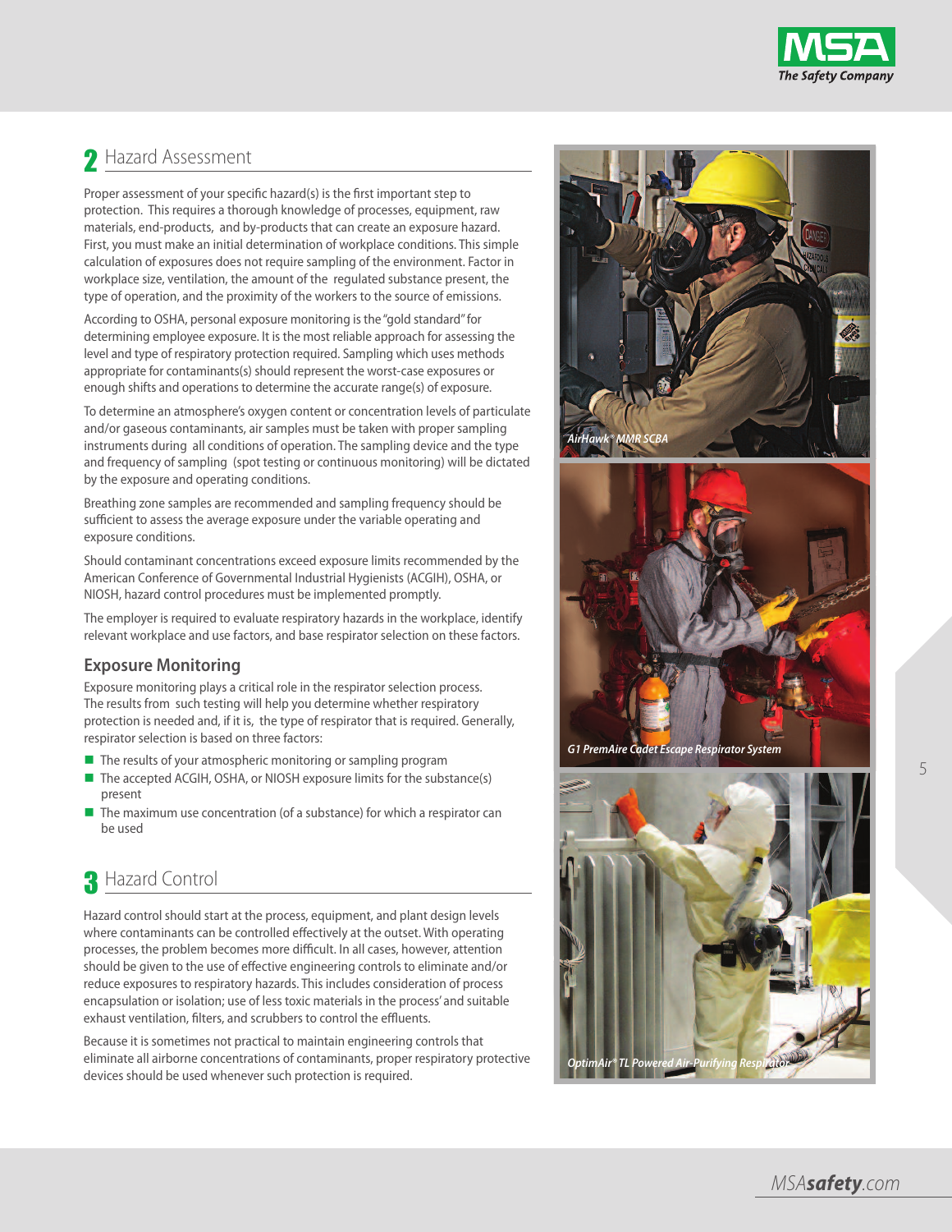## 2 Hazard Assessment

Proper assessment of your specific hazard(s) is the first important step to protection. This requires a thorough knowledge of processes, equipment, raw materials, end-products, and by-products that can create an exposure hazard. First, you must make an initial determination of workplace conditions. This simple calculation of exposures does not require sampling of the environment. Factor in workplace size, ventilation, the amount of the regulated substance present, the type of operation, and the proximity of the workers to the source of emissions.

According to OSHA, personal exposure monitoring is the "gold standard" for determining employee exposure. It is the most reliable approach for assessing the level and type of respiratory protection required. Sampling which uses methods appropriate for contaminants(s) should represent the worst-case exposures or enough shifts and operations to determine the accurate range(s) of exposure.

To determine an atmosphere's oxygen content or concentration levels of particulate and/or gaseous contaminants, air samples must be taken with proper sampling instruments during all conditions of operation. The sampling device and the type and frequency of sampling (spot testing or continuous monitoring) will be dictated by the exposure and operating conditions.

Breathing zone samples are recommended and sampling frequency should be sufficient to assess the average exposure under the variable operating and exposure conditions.

Should contaminant concentrations exceed exposure limits recommended by the American Conference of Governmental Industrial Hygienists (ACGIH), OSHA, or NIOSH, hazard control procedures must be implemented promptly.

The employer is required to evaluate respiratory hazards in the workplace, identify relevant workplace and use factors, and base respirator selection on these factors.

### Exposure Monitoring

Exposure monitoring plays a critical role in the respirator selection process. The results from such testing will help you determine whether respiratory protection is needed and, if it is, the type of respirator that is required. Generally, respirator selection is based on three factors:

- The results of your atmospheric monitoring or sampling program
- The accepted ACGIH, OSHA, or NIOSH exposure limits for the substance(s) present
- The maximum use concentration (of a substance) for which a respirator can be used

## 3 Hazard Control

Hazard control should start at the process, equipment, and plant design levels where contaminants can be controlled effectively at the outset. With operating processes, the problem becomes more difficult. In all cases, however, attention should be given to the use of effective engineering controls to eliminate and/or reduce exposures to respiratory hazards. This includes consideration of process encapsulation or isolation; use of less toxic materials in the process' and suitable exhaust ventilation, filters, and scrubbers to control the effluents.

Because it is sometimes not practical to maintain engineering controls that eliminate all airborne concentrations of contaminants, proper respiratory protective devices should be used whenever such protection is required.

*AirHawk® MMR SCBA*

*G1 PremAire Cadet Escape Respirator System*

*OptimAir® TL Powered Air-Purifying Respirator*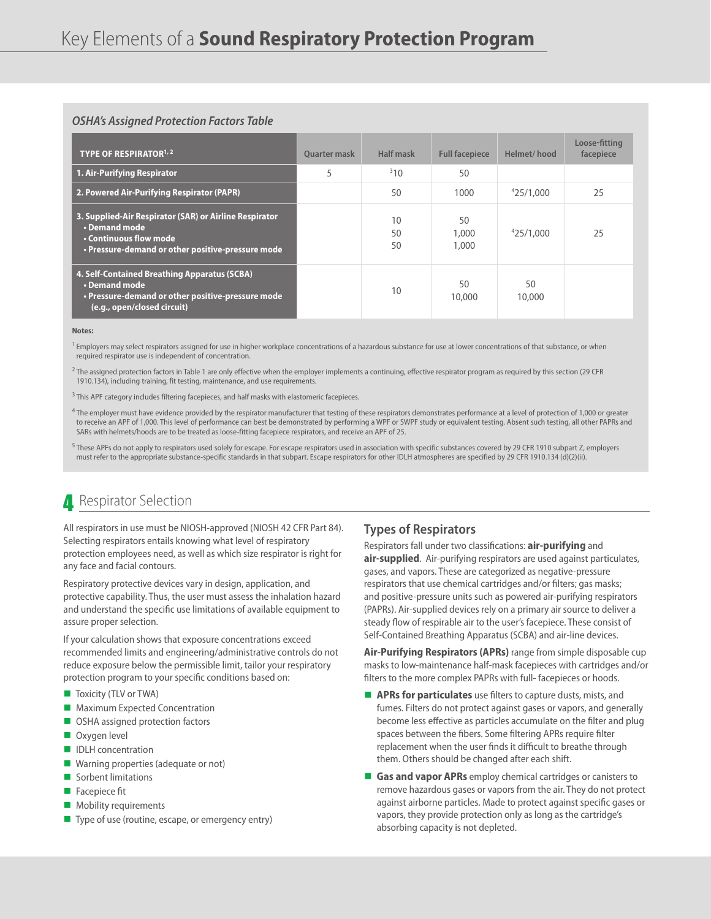# Key Elements of a **Sound Respiratory Protection Program**

### *OSHA's Assigned Protection Factors Table*

| TYPE OF RESPIRATOR[1, 2] | Quarter mask | Half mask | Full facepiece | Helmet/ hood | Loose-fitting facepiece |
|---|---|---|---|---|---|
| **1. Air-Purifying Respirator** | 5 | [3]10 | 50 | | |
| **2. Powered Air-Purifying Respirator (PAPR)** | | 50 | 1000 | [4]25/1,000 | 25 |
| **3. Supplied-Air Respirator (SAR) or Airline Respirator** • Demand mode • Continuous flow mode • Pressure-demand or other positive-pressure mode | | 10 50 50 | 50 1,000 1,000 | [4]25/1,000 | 25 |
| **4. Self-Contained Breathing Apparatus (SCBA)** • Demand mode • Pressure-demand or other positive-pressure mode (e.g., open/closed circuit) | | 10 | 50 10,000 | 50 10,000 | |

**Notes:**

[1] Employers may select respirators assigned for use in higher workplace concentrations of a hazardous substance for use at lower concentrations of that substance, or when required respirator use is independent of concentration.

[2] The assigned protection factors in Table 1 are only effective when the employer implements a continuing, effective respirator program as required by this section (29 CFR 1910.134), including training, fit testing, maintenance, and use requirements.

[3] This APF category includes filtering facepieces, and half masks with elastomeric facepieces.

[4] The employer must have evidence provided by the respirator manufacturer that testing of these respirators demonstrates performance at a level of protection of 1,000 or greater to receive an APF of 1,000. This level of performance can best be demonstrated by performing a WPF or SWPF study or equivalent testing. Absent such testing, all other PAPRs and SARs with helmets/hoods are to be treated as loose-fitting facepiece respirators, and receive an APF of 25.

[5] These APFs do not apply to respirators used solely for escape. For escape respirators used in association with specific substances covered by 29 CFR 1910 subpart Z, employers must refer to the appropriate substance-specific standards in that subpart. Escape respirators for other IDLH atmospheres are specified by 29 CFR 1910.134 (d)(2)(ii).

## 4 Respirator Selection

All respirators in use must be NIOSH-approved (NIOSH 42 CFR Part 84). Selecting respirators entails knowing what level of respiratory protection employees need, as well as which size respirator is right for any face and facial contours.

Respiratory protective devices vary in design, application, and protective capability. Thus, the user must assess the inhalation hazard and understand the specific use limitations of available equipment to assure proper selection.

If your calculation shows that exposure concentrations exceed recommended limits and engineering/administrative controls do not reduce exposure below the permissible limit, tailor your respiratory protection program to your specific conditions based on:

- Toxicity (TLV or TWA)
- Maximum Expected Concentration
- OSHA assigned protection factors
- Oxygen level
- IDLH concentration
- Warning properties (adequate or not)
- Sorbent limitations
- Facepiece fit
- Mobility requirements
- Type of use (routine, escape, or emergency entry)

### Types of Respirators

Respirators fall under two classifications: **air-purifying** and **air-supplied**. Air-purifying respirators are used against particulates, gases, and vapors. These are categorized as negative-pressure respirators that use chemical cartridges and/or filters; gas masks; and positive-pressure units such as powered air-purifying respirators (PAPRs). Air-supplied devices rely on a primary air source to deliver a steady flow of respirable air to the user's facepiece. These consist of Self-Contained Breathing Apparatus (SCBA) and air-line devices.

**Air-Purifying Respirators (APRs)** range from simple disposable cup masks to low-maintenance half-mask facepieces with cartridges and/or filters to the more complex PAPRs with full- facepieces or hoods.

- **APRs for particulates** use filters to capture dusts, mists, and fumes. Filters do not protect against gases or vapors, and generally become less effective as particles accumulate on the filter and plug spaces between the fibers. Some filtering APRs require filter replacement when the user finds it difficult to breathe through them. Others should be changed after each shift.
- **Gas and vapor APRs** employ chemical cartridges or canisters to remove hazardous gases or vapors from the air. They do not protect against airborne particles. Made to protect against specific gases or vapors, they provide protection only as long as the cartridge's absorbing capacity is not depleted.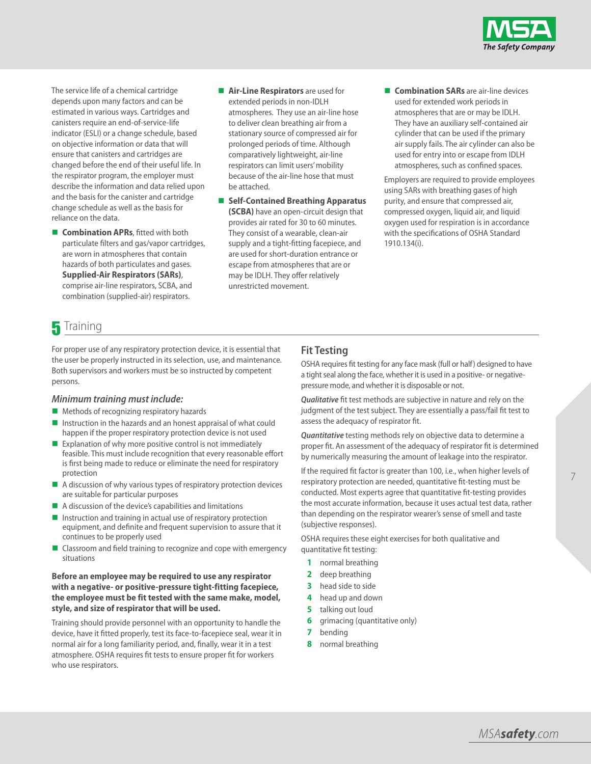The service life of a chemical cartridge depends upon many factors and can be estimated in various ways. Cartridges and canisters require an end-of-service-life indicator (ESLI) or a change schedule, based on objective information or data that will ensure that canisters and cartridges are changed before the end of their useful life. In the respiratory program, the employer must describe the information and data relied upon and the basis for the canister and cartridge change schedule as well as the basis for reliance on the data.

- **Combination APRs**, fitted with both particulate filters and gas/vapor cartridges, are worn in atmospheres that contain hazards of both particulates and gases. **Supplied-Air Respirators (SARs)**, comprise air-line respirators, SCBA, and combination (supplied-air) respirators.
- **Air-Line Respirators** are used for extended periods in non-IDLH atmospheres. They use an air-line hose to deliver clean breathing air from a stationary source of compressed air for prolonged periods of time. Although comparatively lightweight, air-line respirators can limit users' mobility because of the air-line hose that must be attached.
- **Self-Contained Breathing Apparatus (SCBA)** have an open-circuit design that provides air rated for 30 to 60 minutes. They consist of a wearable, clean-air supply and a tight-fitting facepiece, and are used for short-duration entrance or escape from atmospheres that are or may be IDLH. They offer relatively unrestricted movement.
- **Combination SARs** are air-line devices used for extended work periods in atmospheres that are or may be IDLH. They have an auxiliary self-contained air cylinder that can be used if the primary air supply fails. The air cylinder can also be used for entry into or escape from IDLH atmospheres, such as confined spaces.

Employers are required to provide employees using SARs with breathing gases of high purity, and ensure that compressed air, compressed oxygen, liquid air, and liquid oxygen used for respiration is in accordance with the specifications of OSHA Standard 1910.134(i).

## 5 Training

For proper use of any respiratory protection device, it is essential that the user be properly instructed in its selection, use, and maintenance. Both supervisors and workers must be so instructed by competent persons.

### *Minimum training must include:*

- Methods of recognizing respiratory hazards
- Instruction in the hazards and an honest appraisal of what could happen if the proper respiratory protection device is not used
- Explanation of why more positive control is not immediately feasible. This must include recognition that every reasonable effort is first being made to reduce or eliminate the need for respiratory protection
- A discussion of why various types of respiratory protection devices are suitable for particular purposes
- A discussion of the device's capabilities and limitations
- Instruction and training in actual use of respiratory protection equipment, and definite and frequent supervision to assure that it continues to be properly used
- Classroom and field training to recognize and cope with emergency situations

**Before an employee may be required to use any respirator with a negative- or positive-pressure tight-fitting facepiece, the employee must be fit tested with the same make, model, style, and size of respirator that will be used.**

Training should provide personnel with an opportunity to handle the device, have it fitted properly, test its face-to-facepiece seal, wear it in normal air for a long familiarity period, and, finally, wear it in a test atmosphere. OSHA requires fit tests to ensure proper fit for workers who use respirators.

### Fit Testing

OSHA requires fit testing for any face mask (full or half) designed to have a tight seal along the face, whether it is used in a positive- or negative-pressure mode, and whether it is disposable or not.

***Qualitative*** fit test methods are subjective in nature and rely on the judgment of the test subject. They are essentially a pass/fail fit test to assess the adequacy of respirator fit.

***Quantitative*** testing methods rely on objective data to determine a proper fit. An assessment of the adequacy of respirator fit is determined by numerically measuring the amount of leakage into the respirator.

If the required fit factor is greater than 100, i.e., when higher levels of respiratory protection are needed, quantitative fit-testing must be conducted. Most experts agree that quantitative fit-testing provides the most accurate information, because it uses actual test data, rather than depending on the respirator wearer's sense of smell and taste (subjective responses).

OSHA requires these eight exercises for both qualitative and quantitative fit testing:

1. normal breathing
2. deep breathing
3. head side to side
4. head up and down
5. talking out loud
6. grimacing (quantitative only)
7. bending
8. normal breathing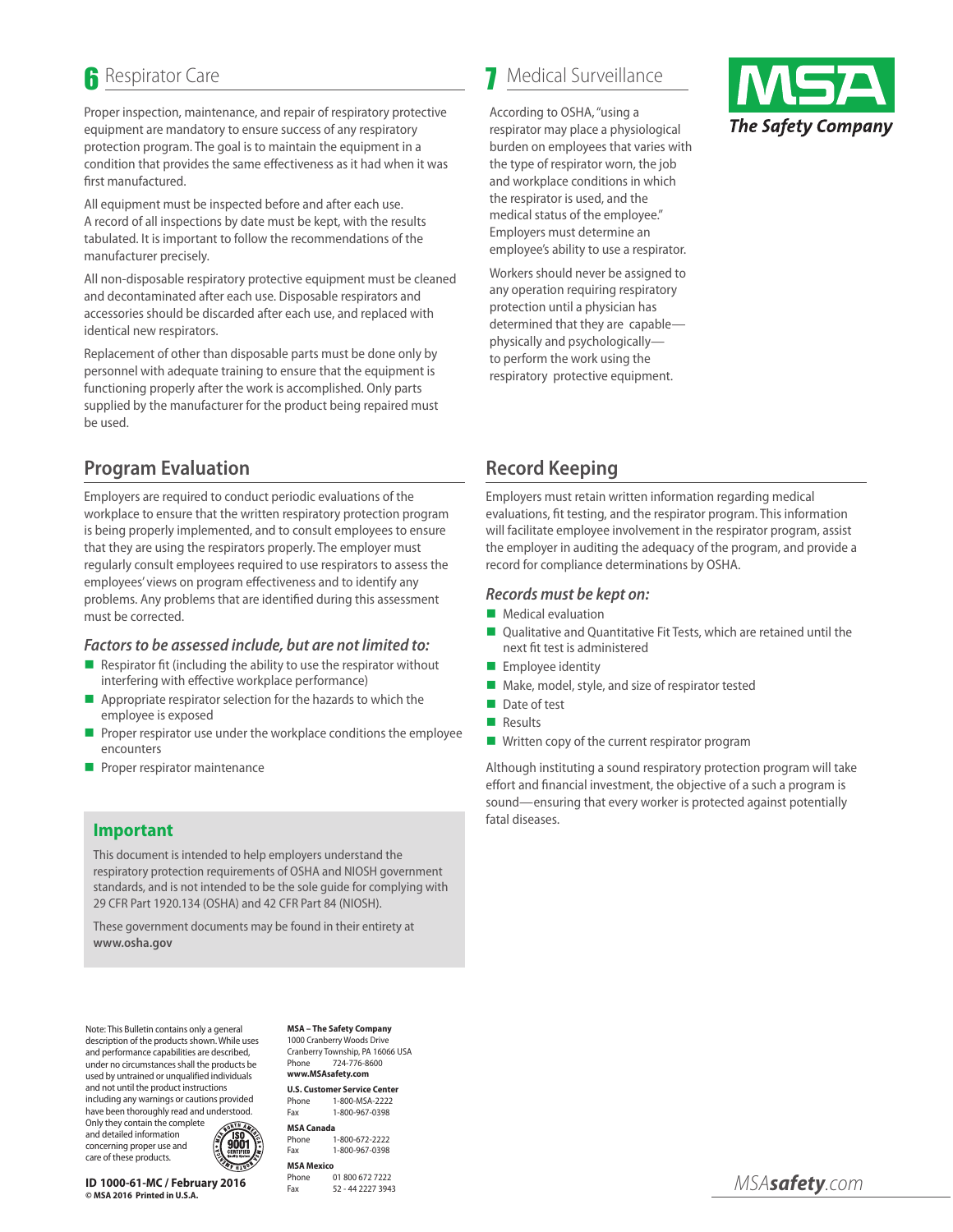## 6 Respirator Care

Proper inspection, maintenance, and repair of respiratory protective equipment are mandatory to ensure success of any respiratory protection program. The goal is to maintain the equipment in a condition that provides the same effectiveness as it had when it was first manufactured.

All equipment must be inspected before and after each use. A record of all inspections by date must be kept, with the results tabulated. It is important to follow the recommendations of the manufacturer precisely.

All non-disposable respiratory protective equipment must be cleaned and decontaminated after each use. Disposable respirators and accessories should be discarded after each use, and replaced with identical new respirators.

Replacement of other than disposable parts must be done only by personnel with adequate training to ensure that the equipment is functioning properly after the work is accomplished. Only parts supplied by the manufacturer for the product being repaired must be used.

## 7 Medical Surveillance

According to OSHA, "using a respirator may place a physiological burden on employees that varies with the type of respirator worn, the job and workplace conditions in which the respirator is used, and the medical status of the employee." Employers must determine an employee's ability to use a respirator.

Workers should never be assigned to any operation requiring respiratory protection until a physician has determined that they are capable—physically and psychologically—to perform the work using the respiratory protective equipment.

MSA
The Safety Company

## Program Evaluation

Employers are required to conduct periodic evaluations of the workplace to ensure that the written respiratory protection program is being properly implemented, and to consult employees to ensure that they are using the respirators properly. The employer must regularly consult employees required to use respirators to assess the employees' views on program effectiveness and to identify any problems. Any problems that are identified during this assessment must be corrected.

### *Factors to be assessed include, but are not limited to:*

- Respirator fit (including the ability to use the respirator without interfering with effective workplace performance)
- Appropriate respirator selection for the hazards to which the employee is exposed
- Proper respirator use under the workplace conditions the employee encounters
- Proper respirator maintenance

### Important

This document is intended to help employers understand the respiratory protection requirements of OSHA and NIOSH government standards, and is not intended to be the sole guide for complying with 29 CFR Part 1920.134 (OSHA) and 42 CFR Part 84 (NIOSH).

These government documents may be found in their entirety at **www.osha.gov**

## Record Keeping

Employers must retain written information regarding medical evaluations, fit testing, and the respirator program. This information will facilitate employee involvement in the respirator program, assist the employer in auditing the adequacy of the program, and provide a record for compliance determinations by OSHA.

### *Records must be kept on:*

- Medical evaluation
- Qualitative and Quantitative Fit Tests, which are retained until the next fit test is administered
- Employee identity
- Make, model, style, and size of respirator tested
- Date of test
- Results
- Written copy of the current respirator program

Although instituting a sound respiratory protection program will take effort and financial investment, the objective of a such a program is sound—ensuring that every worker is protected against potentially fatal diseases.

Note: This Bulletin contains only a general description of the products shown. While uses and performance capabilities are described, under no circumstances shall the products be used by untrained or unqualified individuals and not until the product instructions including any warnings or cautions provided have been thoroughly read and understood. Only they contain the complete and detailed information concerning proper use and care of these products.

**ID 1000-61-MC / February 2016**
**© MSA 2016 Printed in U.S.A.**

**MSA – The Safety Company**
1000 Cranberry Woods Drive
Cranberry Township, PA 16066 USA
Phone 724-776-8600
**www.MSAsafety.com**

**U.S. Customer Service Center**
Phone 1-800-MSA-2222
Fax 1-800-967-0398

**MSA Canada**
Phone 1-800-672-2222
Fax 1-800-967-0398

**MSA Mexico**
Phone 01 800 672 7222
Fax 52 - 44 2227 3943

MSA***safety***.com